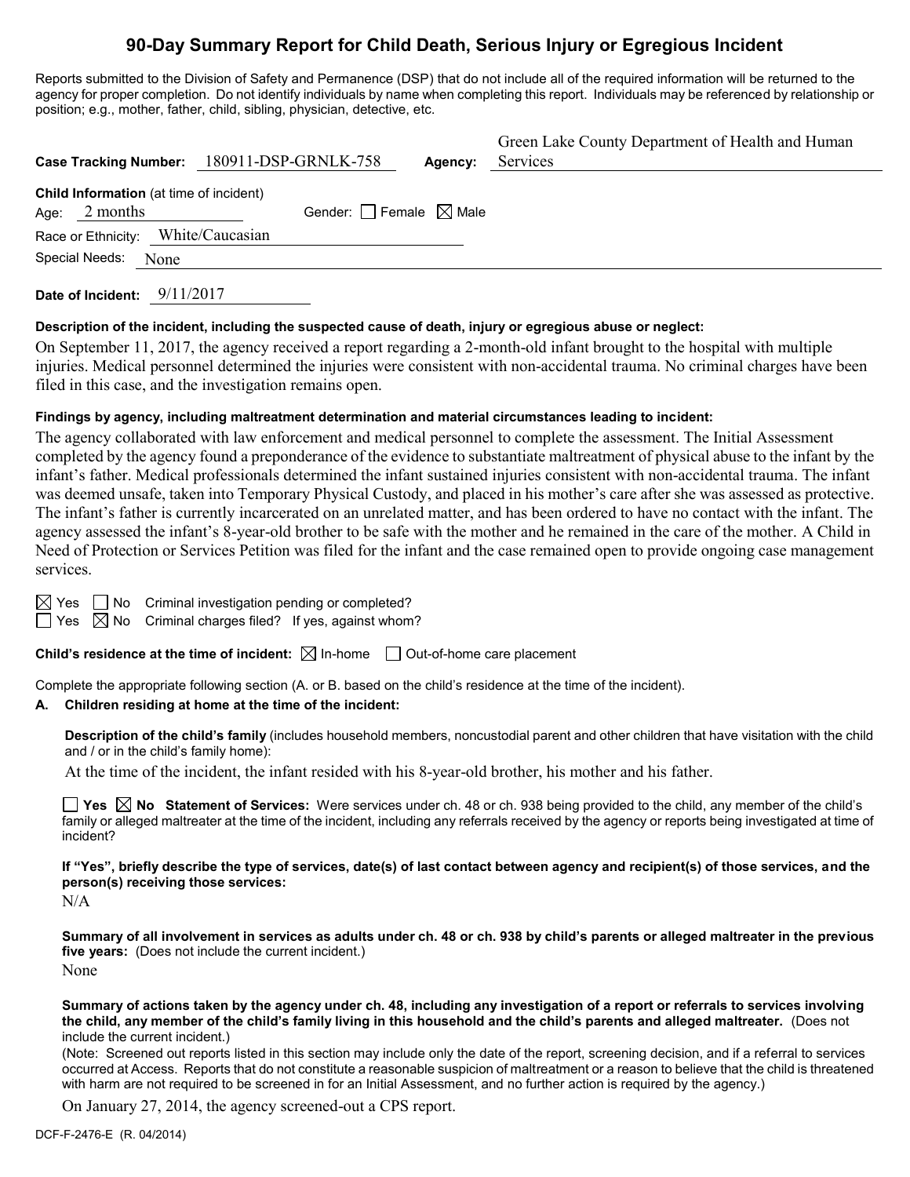# 90-Day Summary Report for Child Death, Serious Injury or Egregious Incident

Reports submitted to the Division of Safety and Permanence (DSP) that do not include all of the required information will be returned to the agency for proper completion. Do not identify individuals by name when completing this report. Individuals may be referenced by relationship or position; e.g., mother, father, child, sibling, physician, detective, etc.

**Case Tracking Number:** 180911-DSP-GRNLK-758 **Agency:** Green Lake County Department of Health and Human Services

**Child Information** (at time of incident)

Age: 2 months Gender: ☐ Female ☒ Male

Race or Ethnicity: White/Caucasian

Special Needs: None

**Date of Incident:** 9/11/2017

**Description of the incident, including the suspected cause of death, injury or egregious abuse or neglect:**

On September 11, 2017, the agency received a report regarding a 2-month-old infant brought to the hospital with multiple injuries. Medical personnel determined the injuries were consistent with non-accidental trauma. No criminal charges have been filed in this case, and the investigation remains open.

**Findings by agency, including maltreatment determination and material circumstances leading to incident:**

The agency collaborated with law enforcement and medical personnel to complete the assessment. The Initial Assessment completed by the agency found a preponderance of the evidence to substantiate maltreatment of physical abuse to the infant by the infant's father. Medical professionals determined the infant sustained injuries consistent with non-accidental trauma. The infant was deemed unsafe, taken into Temporary Physical Custody, and placed in his mother's care after she was assessed as protective. The infant's father is currently incarcerated on an unrelated matter, and has been ordered to have no contact with the infant. The agency assessed the infant's 8-year-old brother to be safe with the mother and he remained in the care of the mother. A Child in Need of Protection or Services Petition was filed for the infant and the case remained open to provide ongoing case management services.

☒ Yes ☐ No Criminal investigation pending or completed?

☐ Yes ☒ No Criminal charges filed? If yes, against whom?

**Child's residence at the time of incident:** ☒ In-home ☐ Out-of-home care placement

Complete the appropriate following section (A. or B. based on the child's residence at the time of the incident).

**A. Children residing at home at the time of the incident:**

**Description of the child's family** (includes household members, noncustodial parent and other children that have visitation with the child and / or in the child's family home):

At the time of the incident, the infant resided with his 8-year-old brother, his mother and his father.

☐ **Yes** ☒ **No Statement of Services:** Were services under ch. 48 or ch. 938 being provided to the child, any member of the child's family or alleged maltreater at the time of the incident, including any referrals received by the agency or reports being investigated at time of incident?

**If "Yes", briefly describe the type of services, date(s) of last contact between agency and recipient(s) of those services, and the person(s) receiving those services:**

N/A

**Summary of all involvement in services as adults under ch. 48 or ch. 938 by child's parents or alleged maltreater in the previous five years:** (Does not include the current incident.)

None

**Summary of actions taken by the agency under ch. 48, including any investigation of a report or referrals to services involving the child, any member of the child's family living in this household and the child's parents and alleged maltreater.** (Does not include the current incident.)

(Note: Screened out reports listed in this section may include only the date of the report, screening decision, and if a referral to services occurred at Access. Reports that do not constitute a reasonable suspicion of maltreatment or a reason to believe that the child is threatened with harm are not required to be screened in for an Initial Assessment, and no further action is required by the agency.)

On January 27, 2014, the agency screened-out a CPS report.

DCF-F-2476-E (R. 04/2014)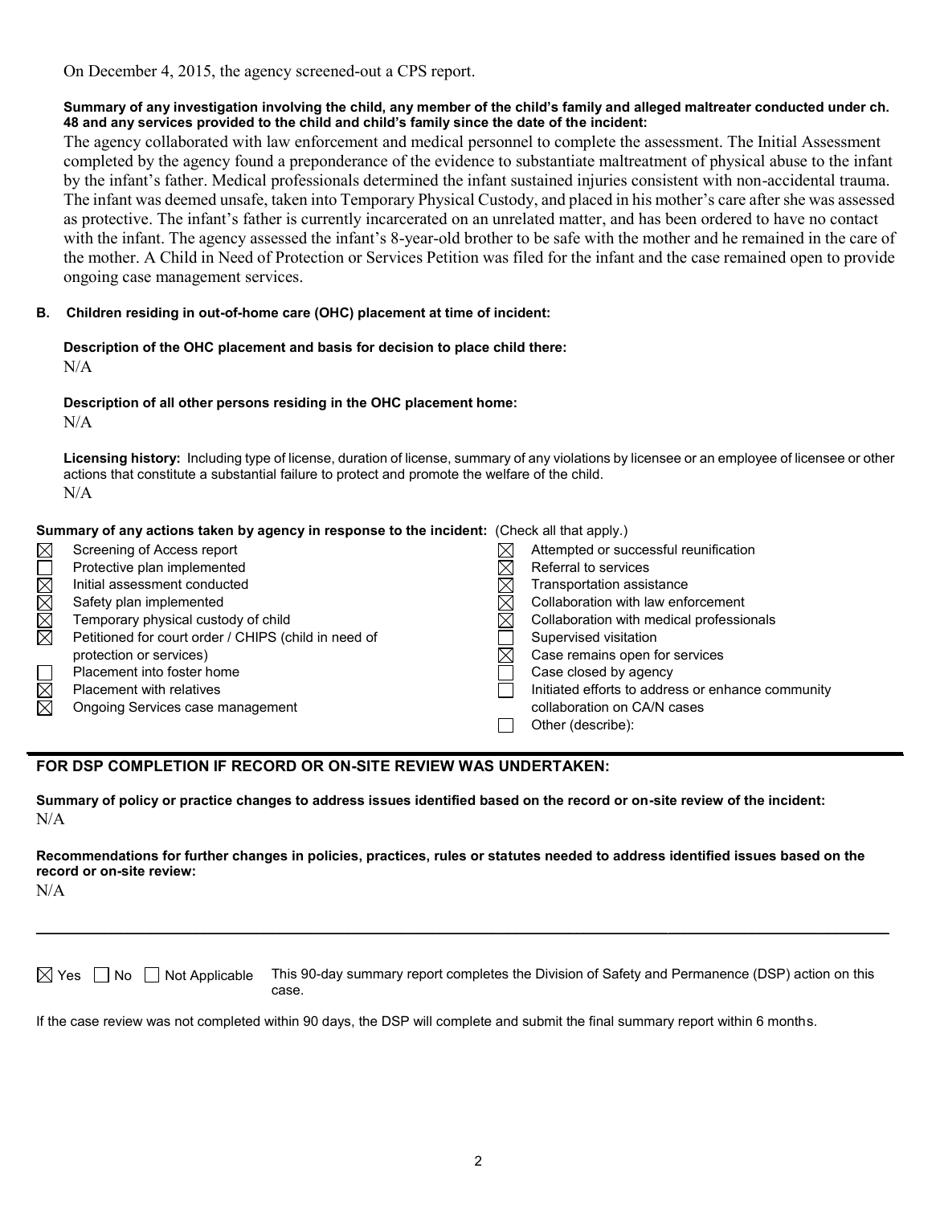On December 4, 2015, the agency screened-out a CPS report.

**Summary of any investigation involving the child, any member of the child's family and alleged maltreater conducted under ch. 48 and any services provided to the child and child's family since the date of the incident:**

The agency collaborated with law enforcement and medical personnel to complete the assessment. The Initial Assessment completed by the agency found a preponderance of the evidence to substantiate maltreatment of physical abuse to the infant by the infant's father. Medical professionals determined the infant sustained injuries consistent with non-accidental trauma. The infant was deemed unsafe, taken into Temporary Physical Custody, and placed in his mother's care after she was assessed as protective. The infant's father is currently incarcerated on an unrelated matter, and has been ordered to have no contact with the infant. The agency assessed the infant's 8-year-old brother to be safe with the mother and he remained in the care of the mother. A Child in Need of Protection or Services Petition was filed for the infant and the case remained open to provide ongoing case management services.

**B. Children residing in out-of-home care (OHC) placement at time of incident:**

**Description of the OHC placement and basis for decision to place child there:**
N/A

**Description of all other persons residing in the OHC placement home:**
N/A

**Licensing history:** Including type of license, duration of license, summary of any violations by licensee or an employee of licensee or other actions that constitute a substantial failure to protect and promote the welfare of the child.
N/A

**Summary of any actions taken by agency in response to the incident:** (Check all that apply.)

- [x] Screening of Access report
- [ ] Protective plan implemented
- [x] Initial assessment conducted
- [x] Safety plan implemented
- [x] Temporary physical custody of child
- [x] Petitioned for court order / CHIPS (child in need of protection or services)
- [ ] Placement into foster home
- [x] Placement with relatives
- [x] Ongoing Services case management
- [x] Attempted or successful reunification
- [x] Referral to services
- [x] Transportation assistance
- [x] Collaboration with law enforcement
- [x] Collaboration with medical professionals
- [ ] Supervised visitation
- [x] Case remains open for services
- [ ] Case closed by agency
- [ ] Initiated efforts to address or enhance community collaboration on CA/N cases
- [ ] Other (describe):

## FOR DSP COMPLETION IF RECORD OR ON-SITE REVIEW WAS UNDERTAKEN:

**Summary of policy or practice changes to address issues identified based on the record or on-site review of the incident:**
N/A

**Recommendations for further changes in policies, practices, rules or statutes needed to address identified issues based on the record or on-site review:**
N/A

---

☒ Yes ☐ No ☐ Not Applicable This 90-day summary report completes the Division of Safety and Permanence (DSP) action on this case.

If the case review was not completed within 90 days, the DSP will complete and submit the final summary report within 6 months.